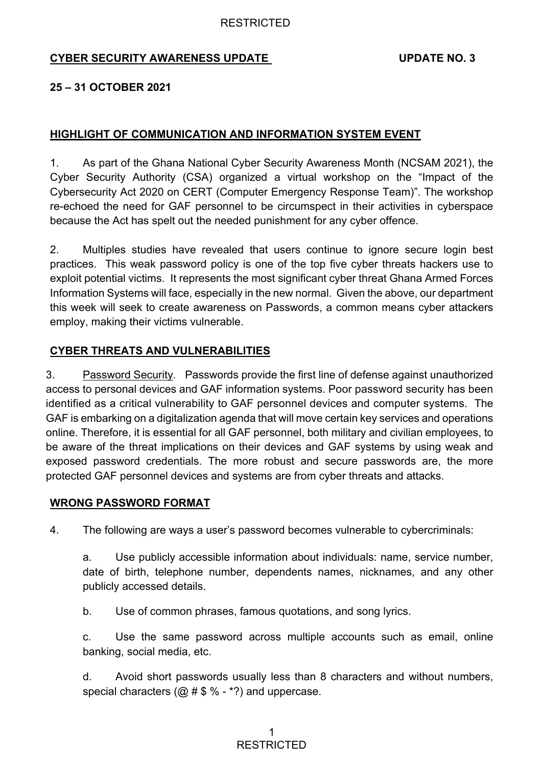**CYBER SECURITY AWARENESS UPDATE** **UPDATE NO. 3**

**25 – 31 OCTOBER 2021**

## HIGHLIGHT OF COMMUNICATION AND INFORMATION SYSTEM EVENT

1. As part of the Ghana National Cyber Security Awareness Month (NCSAM 2021), the Cyber Security Authority (CSA) organized a virtual workshop on the "Impact of the Cybersecurity Act 2020 on CERT (Computer Emergency Response Team)". The workshop re-echoed the need for GAF personnel to be circumspect in their activities in cyberspace because the Act has spelt out the needed punishment for any cyber offence.

2. Multiples studies have revealed that users continue to ignore secure login best practices. This weak password policy is one of the top five cyber threats hackers use to exploit potential victims. It represents the most significant cyber threat Ghana Armed Forces Information Systems will face, especially in the new normal. Given the above, our department this week will seek to create awareness on Passwords, a common means cyber attackers employ, making their victims vulnerable.

## CYBER THREATS AND VULNERABILITIES

3. Password Security. Passwords provide the first line of defense against unauthorized access to personal devices and GAF information systems. Poor password security has been identified as a critical vulnerability to GAF personnel devices and computer systems. The GAF is embarking on a digitalization agenda that will move certain key services and operations online. Therefore, it is essential for all GAF personnel, both military and civilian employees, to be aware of the threat implications on their devices and GAF systems by using weak and exposed password credentials. The more robust and secure passwords are, the more protected GAF personnel devices and systems are from cyber threats and attacks.

## WRONG PASSWORD FORMAT

4. The following are ways a user's password becomes vulnerable to cybercriminals:

   a. Use publicly accessible information about individuals: name, service number, date of birth, telephone number, dependents names, nicknames, and any other publicly accessed details.

   b. Use of common phrases, famous quotations, and song lyrics.

   c. Use the same password across multiple accounts such as email, online banking, social media, etc.

   d. Avoid short passwords usually less than 8 characters and without numbers, special characters (@ # $ % - *?) and uppercase.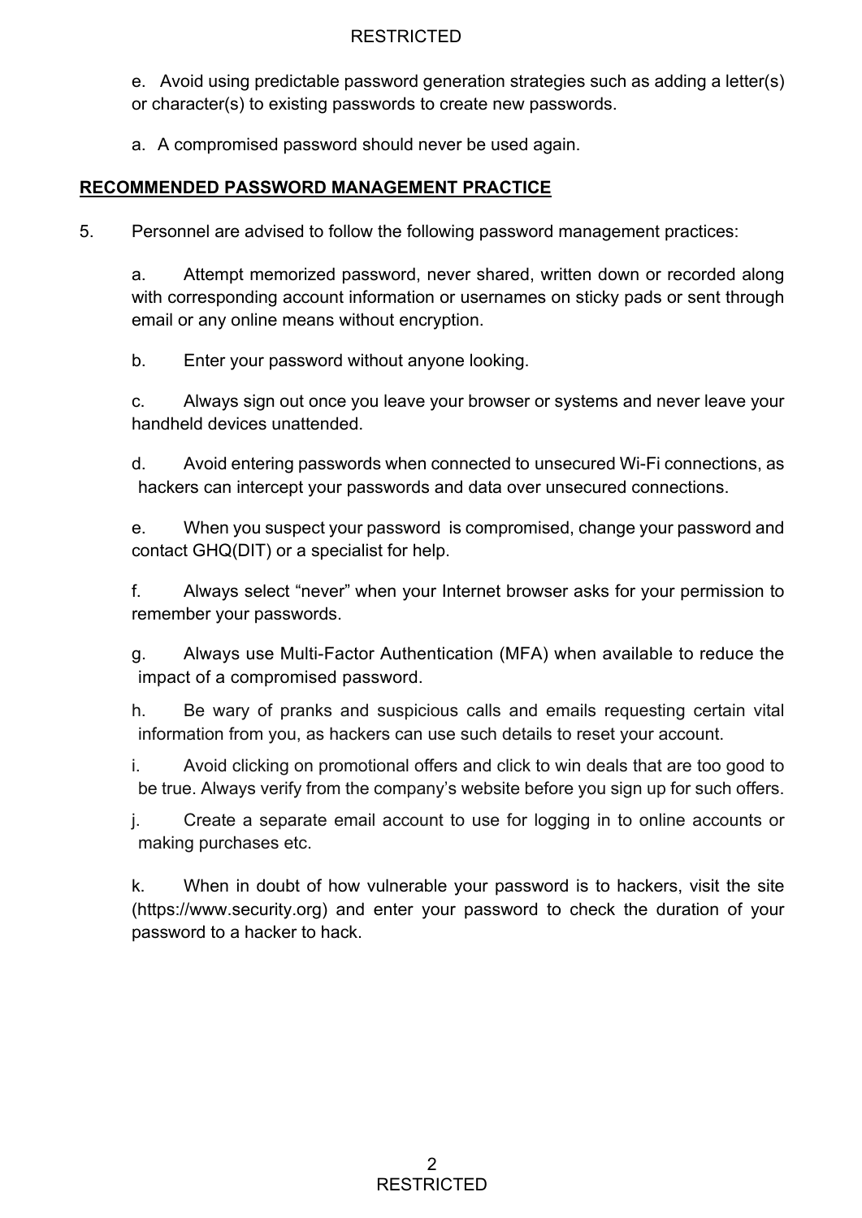e. Avoid using predictable password generation strategies such as adding a letter(s) or character(s) to existing passwords to create new passwords.

a. A compromised password should never be used again.

**RECOMMENDED PASSWORD MANAGEMENT PRACTICE**

5. Personnel are advised to follow the following password management practices:

a. Attempt memorized password, never shared, written down or recorded along with corresponding account information or usernames on sticky pads or sent through email or any online means without encryption.

b. Enter your password without anyone looking.

c. Always sign out once you leave your browser or systems and never leave your handheld devices unattended.

d. Avoid entering passwords when connected to unsecured Wi-Fi connections, as hackers can intercept your passwords and data over unsecured connections.

e. When you suspect your password is compromised, change your password and contact GHQ(DIT) or a specialist for help.

f. Always select “never” when your Internet browser asks for your permission to remember your passwords.

g. Always use Multi-Factor Authentication (MFA) when available to reduce the impact of a compromised password.

h. Be wary of pranks and suspicious calls and emails requesting certain vital information from you, as hackers can use such details to reset your account.

i. Avoid clicking on promotional offers and click to win deals that are too good to be true. Always verify from the company’s website before you sign up for such offers.

j. Create a separate email account to use for logging in to online accounts or making purchases etc.

k. When in doubt of how vulnerable your password is to hackers, visit the site (https://www.security.org) and enter your password to check the duration of your password to a hacker to hack.